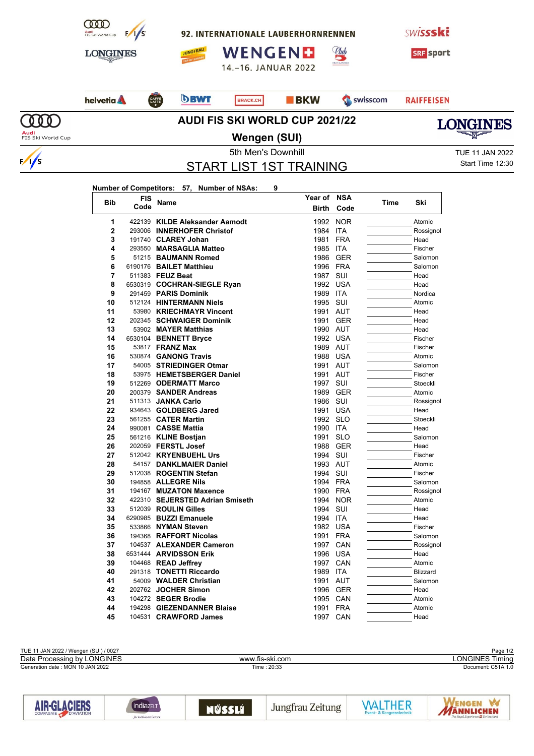92. INTERNATIONALE LAUBERHORNRENNEN

WENGEN

14.–16. JANUAR 2022

# AUDI FIS SKI WORLD CUP 2021/22

## Wengen (SUI)

5th Men's Downhill

# START LIST 1ST TRAINING

TUE 11 JAN 2022
Start Time 12:30

**Number of Competitors: 57, Number of NSAs: 9**

| Bib | FIS Code | Name | Year of Birth | NSA Code | Time | Ski |
|---|---|---|---|---|---|---|
| 1 | 422139 | **KILDE Aleksander Aamodt** | 1992 | NOR | | Atomic |
| 2 | 293006 | **INNERHOFER Christof** | 1984 | ITA | | Rossignol |
| 3 | 191740 | **CLAREY Johan** | 1981 | FRA | | Head |
| 4 | 293550 | **MARSAGLIA Matteo** | 1985 | ITA | | Fischer |
| 5 | 51215 | **BAUMANN Romed** | 1986 | GER | | Salomon |
| 6 | 6190176 | **BAILET Matthieu** | 1996 | FRA | | Salomon |
| 7 | 511383 | **FEUZ Beat** | 1987 | SUI | | Head |
| 8 | 6530319 | **COCHRAN-SIEGLE Ryan** | 1992 | USA | | Head |
| 9 | 291459 | **PARIS Dominik** | 1989 | ITA | | Nordica |
| 10 | 512124 | **HINTERMANN Niels** | 1995 | SUI | | Atomic |
| 11 | 53980 | **KRIECHMAYR Vincent** | 1991 | AUT | | Head |
| 12 | 202345 | **SCHWAIGER Dominik** | 1991 | GER | | Head |
| 13 | 53902 | **MAYER Matthias** | 1990 | AUT | | Head |
| 14 | 6530104 | **BENNETT Bryce** | 1992 | USA | | Fischer |
| 15 | 53817 | **FRANZ Max** | 1989 | AUT | | Fischer |
| 16 | 530874 | **GANONG Travis** | 1988 | USA | | Atomic |
| 17 | 54005 | **STRIEDINGER Otmar** | 1991 | AUT | | Salomon |
| 18 | 53975 | **HEMETSBERGER Daniel** | 1991 | AUT | | Fischer |
| 19 | 512269 | **ODERMATT Marco** | 1997 | SUI | | Stoeckli |
| 20 | 200379 | **SANDER Andreas** | 1989 | GER | | Atomic |
| 21 | 511313 | **JANKA Carlo** | 1986 | SUI | | Rossignol |
| 22 | 934643 | **GOLDBERG Jared** | 1991 | USA | | Head |
| 23 | 561255 | **CATER Martin** | 1992 | SLO | | Stoeckli |
| 24 | 990081 | **CASSE Mattia** | 1990 | ITA | | Head |
| 25 | 561216 | **KLINE Bostjan** | 1991 | SLO | | Salomon |
| 26 | 202059 | **FERSTL Josef** | 1988 | GER | | Head |
| 27 | 512042 | **KRYENBUEHL Urs** | 1994 | SUI | | Fischer |
| 28 | 54157 | **DANKLMAIER Daniel** | 1993 | AUT | | Atomic |
| 29 | 512038 | **ROGENTIN Stefan** | 1994 | SUI | | Fischer |
| 30 | 194858 | **ALLEGRE Nils** | 1994 | FRA | | Salomon |
| 31 | 194167 | **MUZATON Maxence** | 1990 | FRA | | Rossignol |
| 32 | 422310 | **SEJERSTED Adrian Smiseth** | 1994 | NOR | | Atomic |
| 33 | 512039 | **ROULIN Gilles** | 1994 | SUI | | Head |
| 34 | 6290985 | **BUZZI Emanuele** | 1994 | ITA | | Head |
| 35 | 533866 | **NYMAN Steven** | 1982 | USA | | Fischer |
| 36 | 194368 | **RAFFORT Nicolas** | 1991 | FRA | | Salomon |
| 37 | 104537 | **ALEXANDER Cameron** | 1997 | CAN | | Rossignol |
| 38 | 6531444 | **ARVIDSSON Erik** | 1996 | USA | | Head |
| 39 | 104468 | **READ Jeffrey** | 1997 | CAN | | Atomic |
| 40 | 291318 | **TONETTI Riccardo** | 1989 | ITA | | Blizzard |
| 41 | 54009 | **WALDER Christian** | 1991 | AUT | | Salomon |
| 42 | 202762 | **JOCHER Simon** | 1996 | GER | | Head |
| 43 | 104272 | **SEGER Brodie** | 1995 | CAN | | Atomic |
| 44 | 194298 | **GIEZENDANNER Blaise** | 1991 | FRA | | Atomic |
| 45 | 104531 | **CRAWFORD James** | 1997 | CAN | | Head |

TUE 11 JAN 2022 / Wengen (SUI) / 0027
Data Processing by LONGINES — www.fis-ski.com — LONGINES Timing
Generation date : MON 10 JAN 2022 — Time : 20:33 — Document: C51A 1.0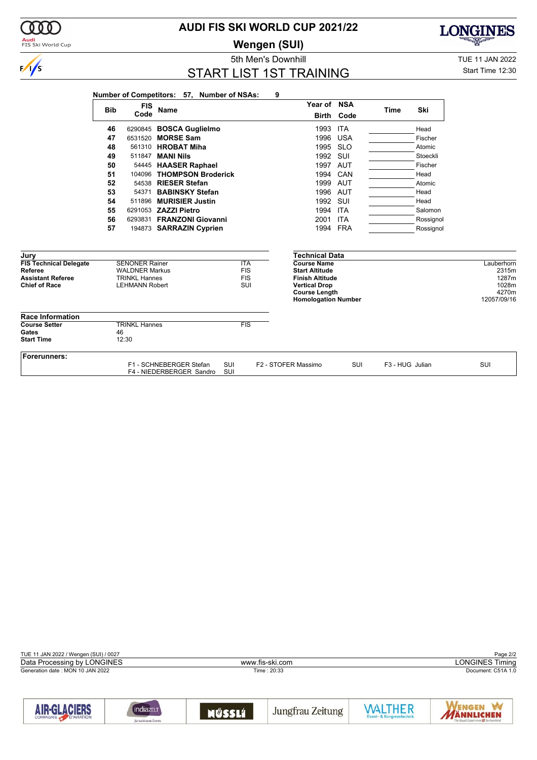# AUDI FIS SKI WORLD CUP 2021/22

## Wengen (SUI)

### 5th Men's Downhill

## START LIST 1ST TRAINING

TUE 11 JAN 2022

Start Time 12:30

**Number of Competitors: 57, Number of NSAs: 9**

| Bib | FIS Code | Name | Year of Birth | NSA Code | Time | Ski |
|---|---|---|---|---|---|---|
| 46 | 6290845 | **BOSCA Guglielmo** | 1993 | ITA | | Head |
| 47 | 6531520 | **MORSE Sam** | 1996 | USA | | Fischer |
| 48 | 561310 | **HROBAT Miha** | 1995 | SLO | | Atomic |
| 49 | 511847 | **MANI Nils** | 1992 | SUI | | Stoeckli |
| 50 | 54445 | **HAASER Raphael** | 1997 | AUT | | Fischer |
| 51 | 104096 | **THOMPSON Broderick** | 1994 | CAN | | Head |
| 52 | 54538 | **RIESER Stefan** | 1999 | AUT | | Atomic |
| 53 | 54371 | **BABINSKY Stefan** | 1996 | AUT | | Head |
| 54 | 511896 | **MURISIER Justin** | 1992 | SUI | | Head |
| 55 | 6291053 | **ZAZZI Pietro** | 1994 | ITA | | Salomon |
| 56 | 6293831 | **FRANZONI Giovanni** | 2001 | ITA | | Rossignol |
| 57 | 194873 | **SARRAZIN Cyprien** | 1994 | FRA | | Rossignol |

**Jury**

| | | |
|---|---|---|
| **FIS Technical Delegate** | SENONER Rainer | ITA |
| **Referee** | WALDNER Markus | FIS |
| **Assistant Referee** | TRINKL Hannes | FIS |
| **Chief of Race** | LEHMANN Robert | SUI |

**Technical Data**

| | |
|---|---|
| **Course Name** | Lauberhorn |
| **Start Altitude** | 2315m |
| **Finish Altitude** | 1287m |
| **Vertical Drop** | 1028m |
| **Course Length** | 4270m |
| **Homologation Number** | 12057/09/16 |

**Race Information**

| | | |
|---|---|---|
| **Course Setter** | TRINKL Hannes | FIS |
| **Gates** | 46 | |
| **Start Time** | 12:30 | |

**Forerunners:**

F1 - SCHNEBERGER Stefan SUI
F2 - STOFER Massimo SUI
F3 - HUG Julian SUI
F4 - NIEDERBERGER Sandro SUI

TUE 11 JAN 2022 / Wengen (SUI) / 0027

Data Processing by LONGINES — www.fis-ski.com — LONGINES Timing

Generation date : MON 10 JAN 2022 — Time : 20:33 — Document: C51A 1.0